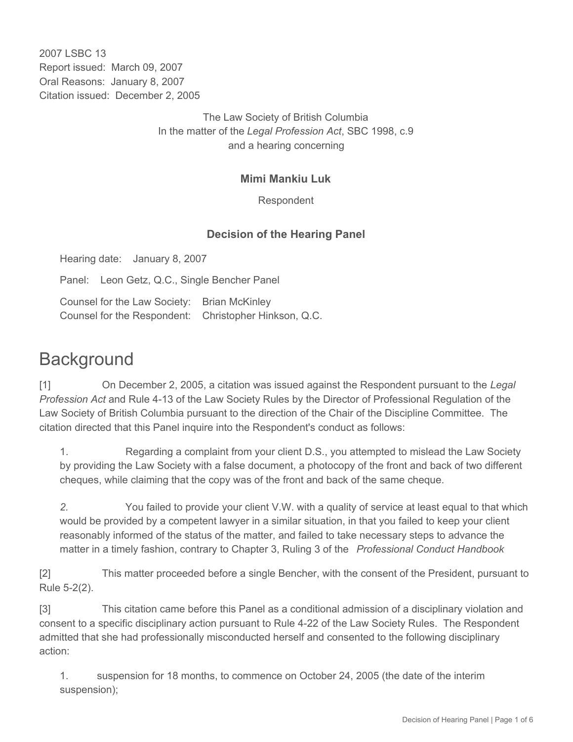2007 LSBC 13
Report issued: March 09, 2007
Oral Reasons: January 8, 2007
Citation issued: December 2, 2005

The Law Society of British Columbia
In the matter of the *Legal Profession Act*, SBC 1998, c.9
and a hearing concerning

**Mimi Mankiu Luk**

Respondent

**Decision of the Hearing Panel**

Hearing date: January 8, 2007

Panel: Leon Getz, Q.C., Single Bencher Panel

Counsel for the Law Society: Brian McKinley
Counsel for the Respondent: Christopher Hinkson, Q.C.

# Background

[1] On December 2, 2005, a citation was issued against the Respondent pursuant to the *Legal Profession Act* and Rule 4-13 of the Law Society Rules by the Director of Professional Regulation of the Law Society of British Columbia pursuant to the direction of the Chair of the Discipline Committee. The citation directed that this Panel inquire into the Respondent's conduct as follows:

> 1. Regarding a complaint from your client D.S., you attempted to mislead the Law Society by providing the Law Society with a false document, a photocopy of the front and back of two different cheques, while claiming that the copy was of the front and back of the same cheque.
>
> *2.* You failed to provide your client V.W. with a quality of service at least equal to that which would be provided by a competent lawyer in a similar situation, in that you failed to keep your client reasonably informed of the status of the matter, and failed to take necessary steps to advance the matter in a timely fashion, contrary to Chapter 3, Ruling 3 of the *Professional Conduct Handbook*

[2] This matter proceeded before a single Bencher, with the consent of the President, pursuant to Rule 5-2(2).

[3] This citation came before this Panel as a conditional admission of a disciplinary violation and consent to a specific disciplinary action pursuant to Rule 4-22 of the Law Society Rules. The Respondent admitted that she had professionally misconducted herself and consented to the following disciplinary action:

> 1. suspension for 18 months, to commence on October 24, 2005 (the date of the interim suspension);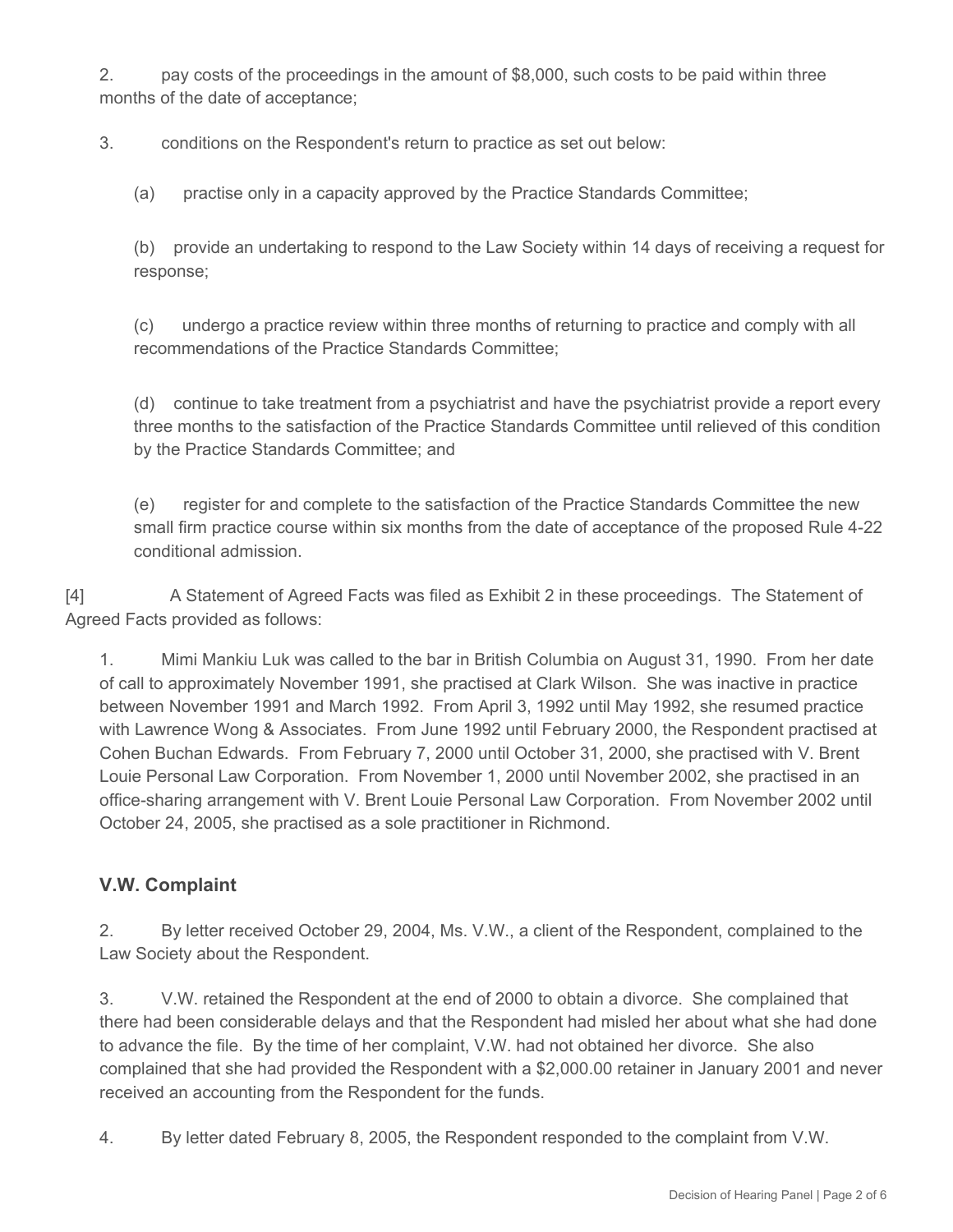2. pay costs of the proceedings in the amount of $8,000, such costs to be paid within three months of the date of acceptance;

3. conditions on the Respondent's return to practice as set out below:

   (a) practise only in a capacity approved by the Practice Standards Committee;

   (b) provide an undertaking to respond to the Law Society within 14 days of receiving a request for response;

   (c) undergo a practice review within three months of returning to practice and comply with all recommendations of the Practice Standards Committee;

   (d) continue to take treatment from a psychiatrist and have the psychiatrist provide a report every three months to the satisfaction of the Practice Standards Committee until relieved of this condition by the Practice Standards Committee; and

   (e) register for and complete to the satisfaction of the Practice Standards Committee the new small firm practice course within six months from the date of acceptance of the proposed Rule 4-22 conditional admission.

[4] A Statement of Agreed Facts was filed as Exhibit 2 in these proceedings. The Statement of Agreed Facts provided as follows:

1. Mimi Mankiu Luk was called to the bar in British Columbia on August 31, 1990. From her date of call to approximately November 1991, she practised at Clark Wilson. She was inactive in practice between November 1991 and March 1992. From April 3, 1992 until May 1992, she resumed practice with Lawrence Wong & Associates. From June 1992 until February 2000, the Respondent practised at Cohen Buchan Edwards. From February 7, 2000 until October 31, 2000, she practised with V. Brent Louie Personal Law Corporation. From November 1, 2000 until November 2002, she practised in an office-sharing arrangement with V. Brent Louie Personal Law Corporation. From November 2002 until October 24, 2005, she practised as a sole practitioner in Richmond.

### V.W. Complaint

2. By letter received October 29, 2004, Ms. V.W., a client of the Respondent, complained to the Law Society about the Respondent.

3. V.W. retained the Respondent at the end of 2000 to obtain a divorce. She complained that there had been considerable delays and that the Respondent had misled her about what she had done to advance the file. By the time of her complaint, V.W. had not obtained her divorce. She also complained that she had provided the Respondent with a $2,000.00 retainer in January 2001 and never received an accounting from the Respondent for the funds.

4. By letter dated February 8, 2005, the Respondent responded to the complaint from V.W.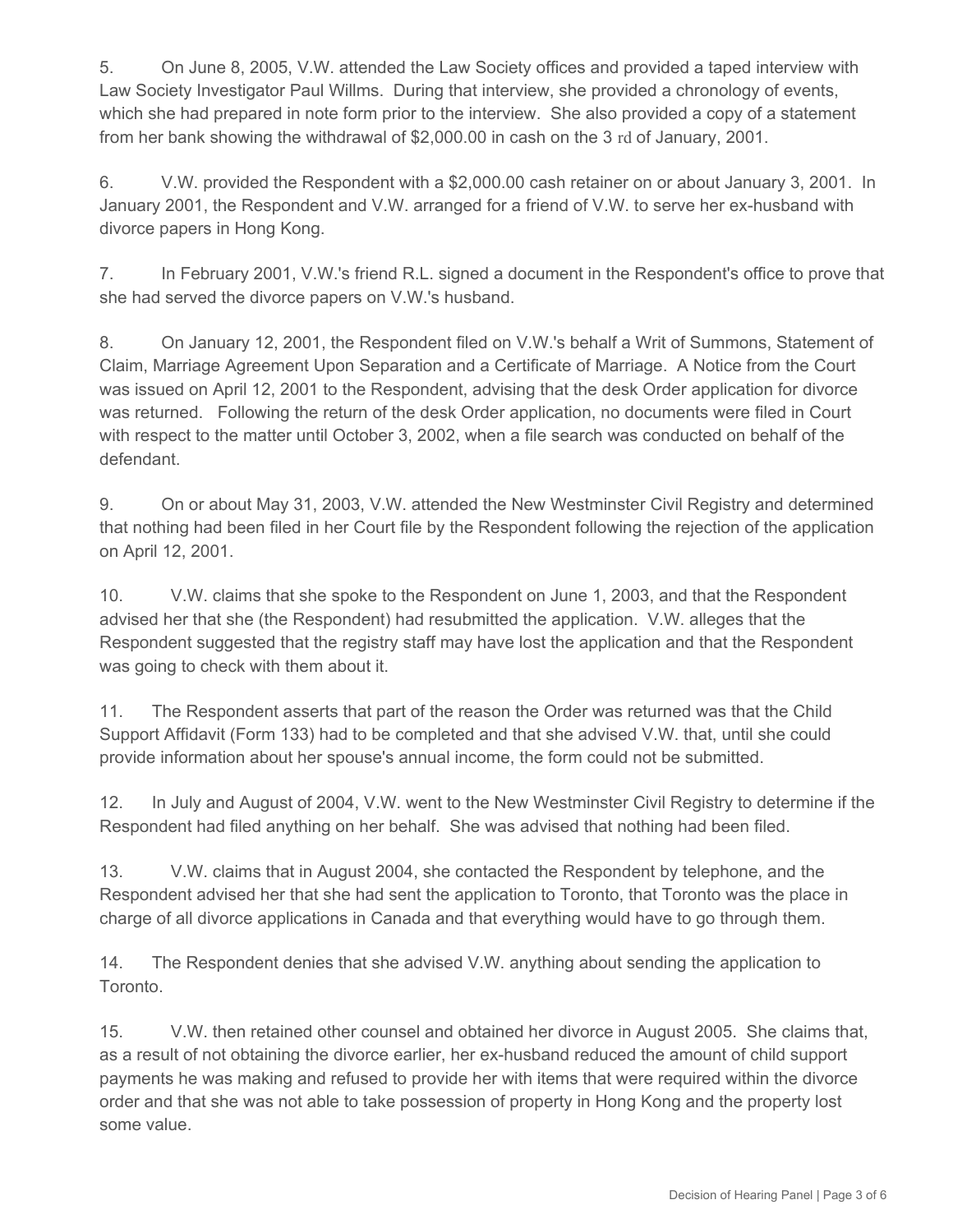5. On June 8, 2005, V.W. attended the Law Society offices and provided a taped interview with Law Society Investigator Paul Willms. During that interview, she provided a chronology of events, which she had prepared in note form prior to the interview. She also provided a copy of a statement from her bank showing the withdrawal of $2,000.00 in cash on the 3 rd of January, 2001.

6. V.W. provided the Respondent with a $2,000.00 cash retainer on or about January 3, 2001. In January 2001, the Respondent and V.W. arranged for a friend of V.W. to serve her ex-husband with divorce papers in Hong Kong.

7. In February 2001, V.W.'s friend R.L. signed a document in the Respondent's office to prove that she had served the divorce papers on V.W.'s husband.

8. On January 12, 2001, the Respondent filed on V.W.'s behalf a Writ of Summons, Statement of Claim, Marriage Agreement Upon Separation and a Certificate of Marriage. A Notice from the Court was issued on April 12, 2001 to the Respondent, advising that the desk Order application for divorce was returned. Following the return of the desk Order application, no documents were filed in Court with respect to the matter until October 3, 2002, when a file search was conducted on behalf of the defendant.

9. On or about May 31, 2003, V.W. attended the New Westminster Civil Registry and determined that nothing had been filed in her Court file by the Respondent following the rejection of the application on April 12, 2001.

10. V.W. claims that she spoke to the Respondent on June 1, 2003, and that the Respondent advised her that she (the Respondent) had resubmitted the application. V.W. alleges that the Respondent suggested that the registry staff may have lost the application and that the Respondent was going to check with them about it.

11. The Respondent asserts that part of the reason the Order was returned was that the Child Support Affidavit (Form 133) had to be completed and that she advised V.W. that, until she could provide information about her spouse's annual income, the form could not be submitted.

12. In July and August of 2004, V.W. went to the New Westminster Civil Registry to determine if the Respondent had filed anything on her behalf. She was advised that nothing had been filed.

13. V.W. claims that in August 2004, she contacted the Respondent by telephone, and the Respondent advised her that she had sent the application to Toronto, that Toronto was the place in charge of all divorce applications in Canada and that everything would have to go through them.

14. The Respondent denies that she advised V.W. anything about sending the application to Toronto.

15. V.W. then retained other counsel and obtained her divorce in August 2005. She claims that, as a result of not obtaining the divorce earlier, her ex-husband reduced the amount of child support payments he was making and refused to provide her with items that were required within the divorce order and that she was not able to take possession of property in Hong Kong and the property lost some value.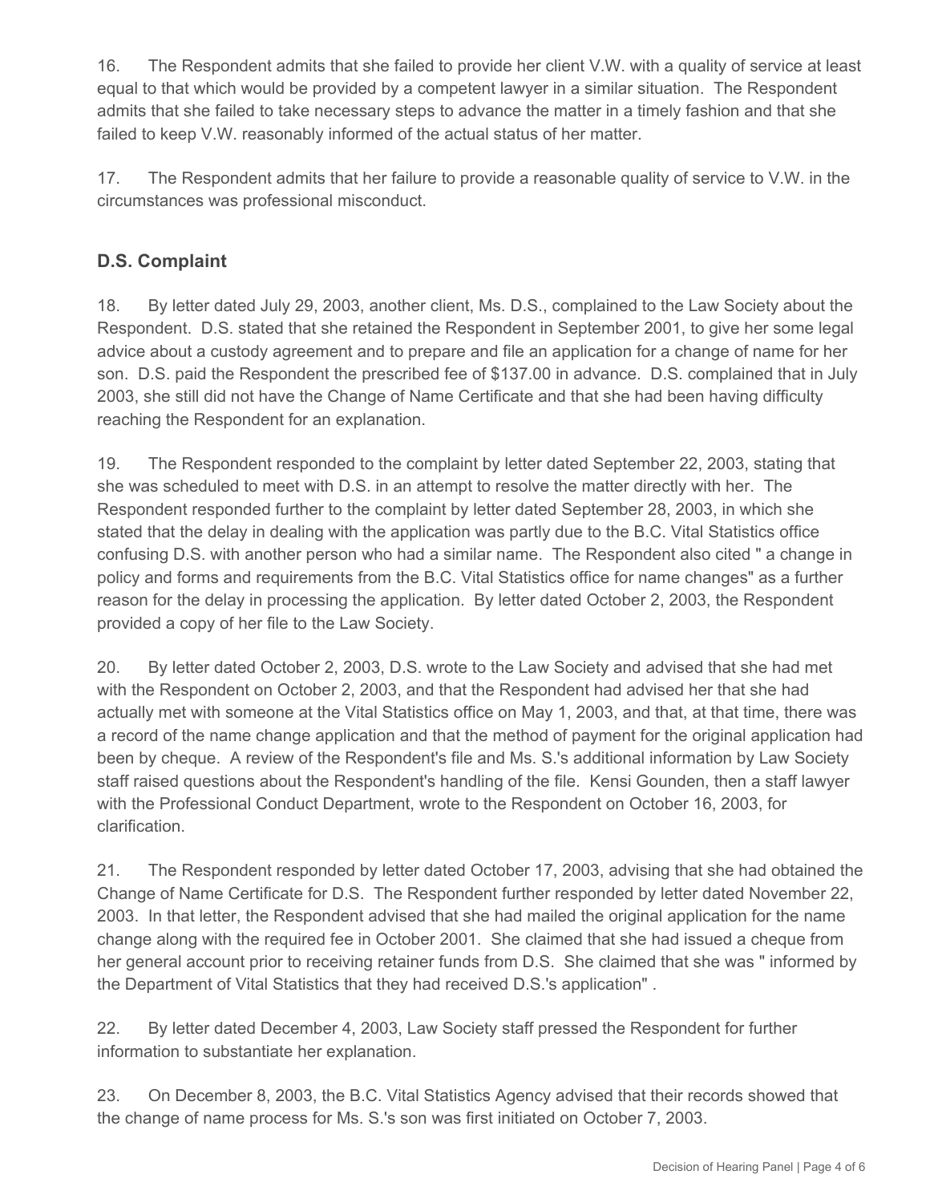16. The Respondent admits that she failed to provide her client V.W. with a quality of service at least equal to that which would be provided by a competent lawyer in a similar situation. The Respondent admits that she failed to take necessary steps to advance the matter in a timely fashion and that she failed to keep V.W. reasonably informed of the actual status of her matter.

17. The Respondent admits that her failure to provide a reasonable quality of service to V.W. in the circumstances was professional misconduct.

## D.S. Complaint

18. By letter dated July 29, 2003, another client, Ms. D.S., complained to the Law Society about the Respondent. D.S. stated that she retained the Respondent in September 2001, to give her some legal advice about a custody agreement and to prepare and file an application for a change of name for her son. D.S. paid the Respondent the prescribed fee of $137.00 in advance. D.S. complained that in July 2003, she still did not have the Change of Name Certificate and that she had been having difficulty reaching the Respondent for an explanation.

19. The Respondent responded to the complaint by letter dated September 22, 2003, stating that she was scheduled to meet with D.S. in an attempt to resolve the matter directly with her. The Respondent responded further to the complaint by letter dated September 28, 2003, in which she stated that the delay in dealing with the application was partly due to the B.C. Vital Statistics office confusing D.S. with another person who had a similar name. The Respondent also cited " a change in policy and forms and requirements from the B.C. Vital Statistics office for name changes" as a further reason for the delay in processing the application. By letter dated October 2, 2003, the Respondent provided a copy of her file to the Law Society.

20. By letter dated October 2, 2003, D.S. wrote to the Law Society and advised that she had met with the Respondent on October 2, 2003, and that the Respondent had advised her that she had actually met with someone at the Vital Statistics office on May 1, 2003, and that, at that time, there was a record of the name change application and that the method of payment for the original application had been by cheque. A review of the Respondent's file and Ms. S.'s additional information by Law Society staff raised questions about the Respondent's handling of the file. Kensi Gounden, then a staff lawyer with the Professional Conduct Department, wrote to the Respondent on October 16, 2003, for clarification.

21. The Respondent responded by letter dated October 17, 2003, advising that she had obtained the Change of Name Certificate for D.S. The Respondent further responded by letter dated November 22, 2003. In that letter, the Respondent advised that she had mailed the original application for the name change along with the required fee in October 2001. She claimed that she had issued a cheque from her general account prior to receiving retainer funds from D.S. She claimed that she was " informed by the Department of Vital Statistics that they had received D.S.'s application" .

22. By letter dated December 4, 2003, Law Society staff pressed the Respondent for further information to substantiate her explanation.

23. On December 8, 2003, the B.C. Vital Statistics Agency advised that their records showed that the change of name process for Ms. S.'s son was first initiated on October 7, 2003.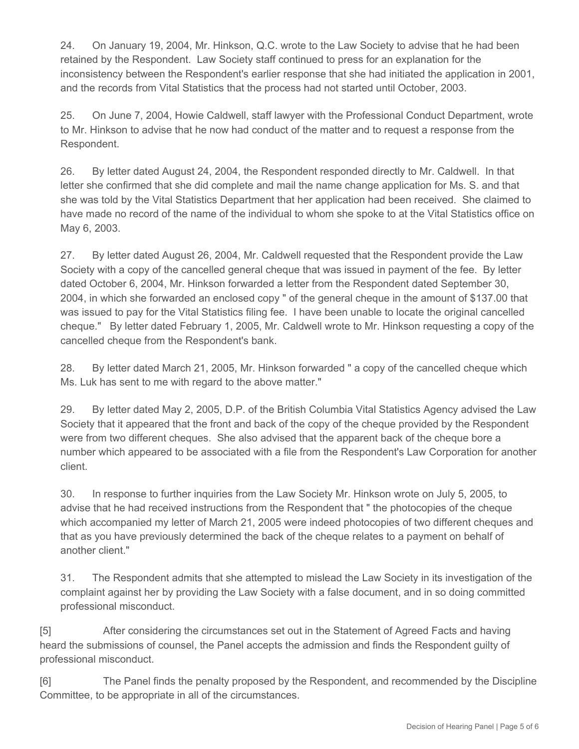24. On January 19, 2004, Mr. Hinkson, Q.C. wrote to the Law Society to advise that he had been retained by the Respondent. Law Society staff continued to press for an explanation for the inconsistency between the Respondent's earlier response that she had initiated the application in 2001, and the records from Vital Statistics that the process had not started until October, 2003.

25. On June 7, 2004, Howie Caldwell, staff lawyer with the Professional Conduct Department, wrote to Mr. Hinkson to advise that he now had conduct of the matter and to request a response from the Respondent.

26. By letter dated August 24, 2004, the Respondent responded directly to Mr. Caldwell. In that letter she confirmed that she did complete and mail the name change application for Ms. S. and that she was told by the Vital Statistics Department that her application had been received. She claimed to have made no record of the name of the individual to whom she spoke to at the Vital Statistics office on May 6, 2003.

27. By letter dated August 26, 2004, Mr. Caldwell requested that the Respondent provide the Law Society with a copy of the cancelled general cheque that was issued in payment of the fee. By letter dated October 6, 2004, Mr. Hinkson forwarded a letter from the Respondent dated September 30, 2004, in which she forwarded an enclosed copy " of the general cheque in the amount of $137.00 that was issued to pay for the Vital Statistics filing fee. I have been unable to locate the original cancelled cheque." By letter dated February 1, 2005, Mr. Caldwell wrote to Mr. Hinkson requesting a copy of the cancelled cheque from the Respondent's bank.

28. By letter dated March 21, 2005, Mr. Hinkson forwarded " a copy of the cancelled cheque which Ms. Luk has sent to me with regard to the above matter."

29. By letter dated May 2, 2005, D.P. of the British Columbia Vital Statistics Agency advised the Law Society that it appeared that the front and back of the copy of the cheque provided by the Respondent were from two different cheques. She also advised that the apparent back of the cheque bore a number which appeared to be associated with a file from the Respondent's Law Corporation for another client.

30. In response to further inquiries from the Law Society Mr. Hinkson wrote on July 5, 2005, to advise that he had received instructions from the Respondent that " the photocopies of the cheque which accompanied my letter of March 21, 2005 were indeed photocopies of two different cheques and that as you have previously determined the back of the cheque relates to a payment on behalf of another client."

31. The Respondent admits that she attempted to mislead the Law Society in its investigation of the complaint against her by providing the Law Society with a false document, and in so doing committed professional misconduct.

[5] After considering the circumstances set out in the Statement of Agreed Facts and having heard the submissions of counsel, the Panel accepts the admission and finds the Respondent guilty of professional misconduct.

[6] The Panel finds the penalty proposed by the Respondent, and recommended by the Discipline Committee, to be appropriate in all of the circumstances.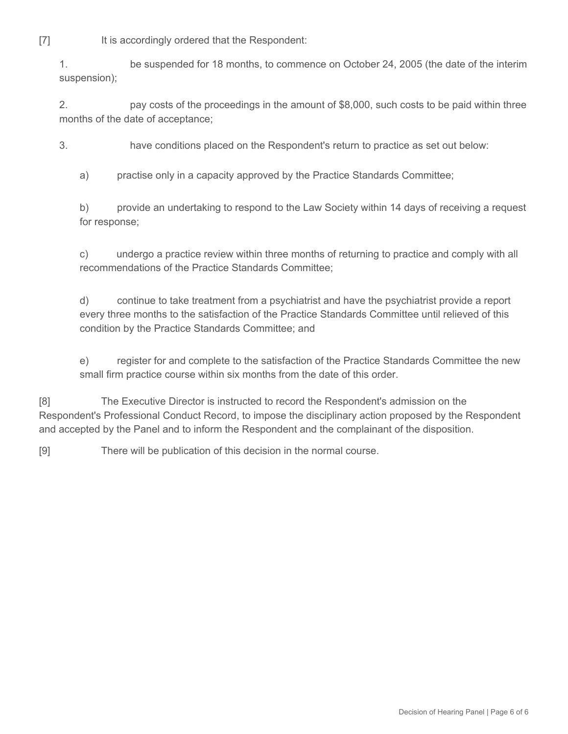[7] It is accordingly ordered that the Respondent:

1. be suspended for 18 months, to commence on October 24, 2005 (the date of the interim suspension);

2. pay costs of the proceedings in the amount of $8,000, such costs to be paid within three months of the date of acceptance;

3. have conditions placed on the Respondent's return to practice as set out below:

   a) practise only in a capacity approved by the Practice Standards Committee;

   b) provide an undertaking to respond to the Law Society within 14 days of receiving a request for response;

   c) undergo a practice review within three months of returning to practice and comply with all recommendations of the Practice Standards Committee;

   d) continue to take treatment from a psychiatrist and have the psychiatrist provide a report every three months to the satisfaction of the Practice Standards Committee until relieved of this condition by the Practice Standards Committee; and

   e) register for and complete to the satisfaction of the Practice Standards Committee the new small firm practice course within six months from the date of this order.

[8] The Executive Director is instructed to record the Respondent's admission on the Respondent's Professional Conduct Record, to impose the disciplinary action proposed by the Respondent and accepted by the Panel and to inform the Respondent and the complainant of the disposition.

[9] There will be publication of this decision in the normal course.